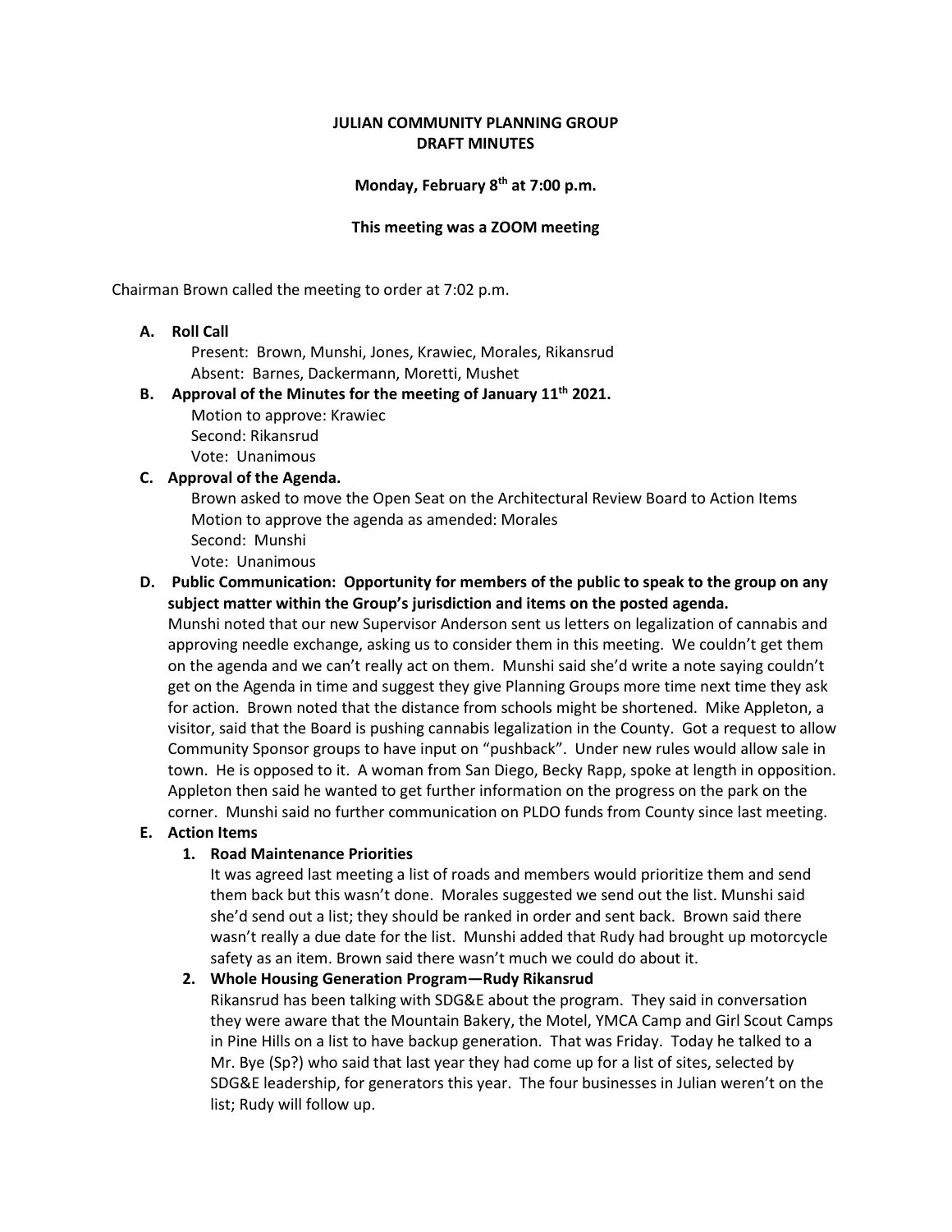**JULIAN COMMUNITY PLANNING GROUP**
**DRAFT MINUTES**

**Monday, February 8th at 7:00 p.m.**

**This meeting was a ZOOM meeting**

Chairman Brown called the meeting to order at 7:02 p.m.

**A. Roll Call**
Present: Brown, Munshi, Jones, Krawiec, Morales, Rikansrud
Absent: Barnes, Dackermann, Moretti, Mushet

**B. Approval of the Minutes for the meeting of January 11th 2021.**
Motion to approve: Krawiec
Second: Rikansrud
Vote: Unanimous

**C. Approval of the Agenda.**
Brown asked to move the Open Seat on the Architectural Review Board to Action Items
Motion to approve the agenda as amended: Morales
Second: Munshi
Vote: Unanimous

**D. Public Communication: Opportunity for members of the public to speak to the group on any subject matter within the Group's jurisdiction and items on the posted agenda.**
Munshi noted that our new Supervisor Anderson sent us letters on legalization of cannabis and approving needle exchange, asking us to consider them in this meeting. We couldn't get them on the agenda and we can't really act on them. Munshi said she'd write a note saying couldn't get on the Agenda in time and suggest they give Planning Groups more time next time they ask for action. Brown noted that the distance from schools might be shortened. Mike Appleton, a visitor, said that the Board is pushing cannabis legalization in the County. Got a request to allow Community Sponsor groups to have input on "pushback". Under new rules would allow sale in town. He is opposed to it. A woman from San Diego, Becky Rapp, spoke at length in opposition. Appleton then said he wanted to get further information on the progress on the park on the corner. Munshi said no further communication on PLDO funds from County since last meeting.

**E. Action Items**

1. **Road Maintenance Priorities**
It was agreed last meeting a list of roads and members would prioritize them and send them back but this wasn't done. Morales suggested we send out the list. Munshi said she'd send out a list; they should be ranked in order and sent back. Brown said there wasn't really a due date for the list. Munshi added that Rudy had brought up motorcycle safety as an item. Brown said there wasn't much we could do about it.

2. **Whole Housing Generation Program—Rudy Rikansrud**
Rikansrud has been talking with SDG&E about the program. They said in conversation they were aware that the Mountain Bakery, the Motel, YMCA Camp and Girl Scout Camps in Pine Hills on a list to have backup generation. That was Friday. Today he talked to a Mr. Bye (Sp?) who said that last year they had come up for a list of sites, selected by SDG&E leadership, for generators this year. The four businesses in Julian weren't on the list; Rudy will follow up.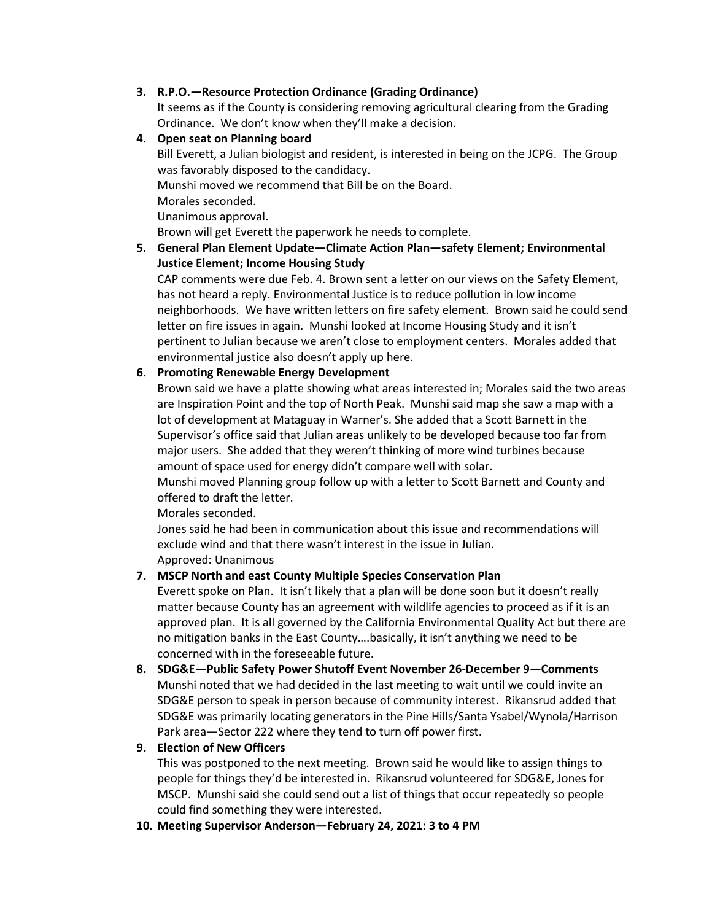3. **R.P.O.—Resource Protection Ordinance (Grading Ordinance)**
   It seems as if the County is considering removing agricultural clearing from the Grading Ordinance. We don't know when they'll make a decision.

4. **Open seat on Planning board**
   Bill Everett, a Julian biologist and resident, is interested in being on the JCPG. The Group was favorably disposed to the candidacy.
   Munshi moved we recommend that Bill be on the Board.
   Morales seconded.
   Unanimous approval.
   Brown will get Everett the paperwork he needs to complete.

5. **General Plan Element Update—Climate Action Plan—safety Element; Environmental Justice Element; Income Housing Study**
   CAP comments were due Feb. 4. Brown sent a letter on our views on the Safety Element, has not heard a reply. Environmental Justice is to reduce pollution in low income neighborhoods. We have written letters on fire safety element. Brown said he could send letter on fire issues in again. Munshi looked at Income Housing Study and it isn't pertinent to Julian because we aren't close to employment centers. Morales added that environmental justice also doesn't apply up here.

6. **Promoting Renewable Energy Development**
   Brown said we have a platte showing what areas interested in; Morales said the two areas are Inspiration Point and the top of North Peak. Munshi said map she saw a map with a lot of development at Mataguay in Warner's. She added that a Scott Barnett in the Supervisor's office said that Julian areas unlikely to be developed because too far from major users. She added that they weren't thinking of more wind turbines because amount of space used for energy didn't compare well with solar.
   Munshi moved Planning group follow up with a letter to Scott Barnett and County and offered to draft the letter.
   Morales seconded.
   Jones said he had been in communication about this issue and recommendations will exclude wind and that there wasn't interest in the issue in Julian.
   Approved: Unanimous

7. **MSCP North and east County Multiple Species Conservation Plan**
   Everett spoke on Plan. It isn't likely that a plan will be done soon but it doesn't really matter because County has an agreement with wildlife agencies to proceed as if it is an approved plan. It is all governed by the California Environmental Quality Act but there are no mitigation banks in the East County….basically, it isn't anything we need to be concerned with in the foreseeable future.

8. **SDG&E—Public Safety Power Shutoff Event November 26-December 9—Comments**
   Munshi noted that we had decided in the last meeting to wait until we could invite an SDG&E person to speak in person because of community interest. Rikansrud added that SDG&E was primarily locating generators in the Pine Hills/Santa Ysabel/Wynola/Harrison Park area—Sector 222 where they tend to turn off power first.

9. **Election of New Officers**
   This was postponed to the next meeting. Brown said he would like to assign things to people for things they'd be interested in. Rikansrud volunteered for SDG&E, Jones for MSCP. Munshi said she could send out a list of things that occur repeatedly so people could find something they were interested.

10. **Meeting Supervisor Anderson—February 24, 2021: 3 to 4 PM**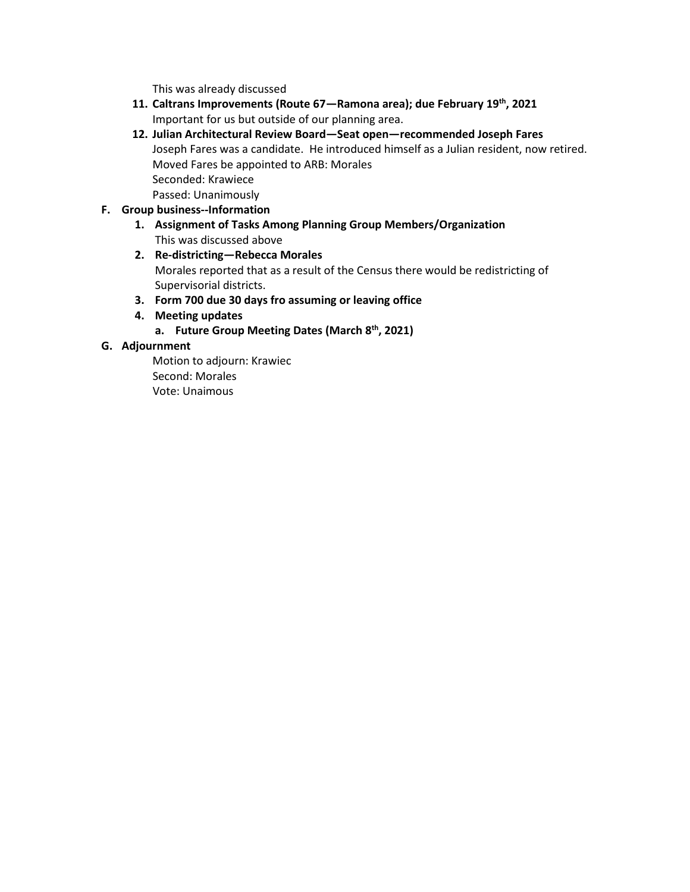This was already discussed

11. **Caltrans Improvements (Route 67—Ramona area); due February 19th, 2021**
    Important for us but outside of our planning area.
12. **Julian Architectural Review Board—Seat open—recommended Joseph Fares**
    Joseph Fares was a candidate. He introduced himself as a Julian resident, now retired.
    Moved Fares be appointed to ARB: Morales
    Seconded: Krawiece
    Passed: Unanimously

**F. Group business--Information**

1. **Assignment of Tasks Among Planning Group Members/Organization**
   This was discussed above
2. **Re-districting—Rebecca Morales**
   Morales reported that as a result of the Census there would be redistricting of Supervisorial districts.
3. **Form 700 due 30 days fro assuming or leaving office**
4. **Meeting updates**
   a. **Future Group Meeting Dates (March 8th, 2021)**

**G. Adjournment**

Motion to adjourn: Krawiec
Second: Morales
Vote: Unaimous